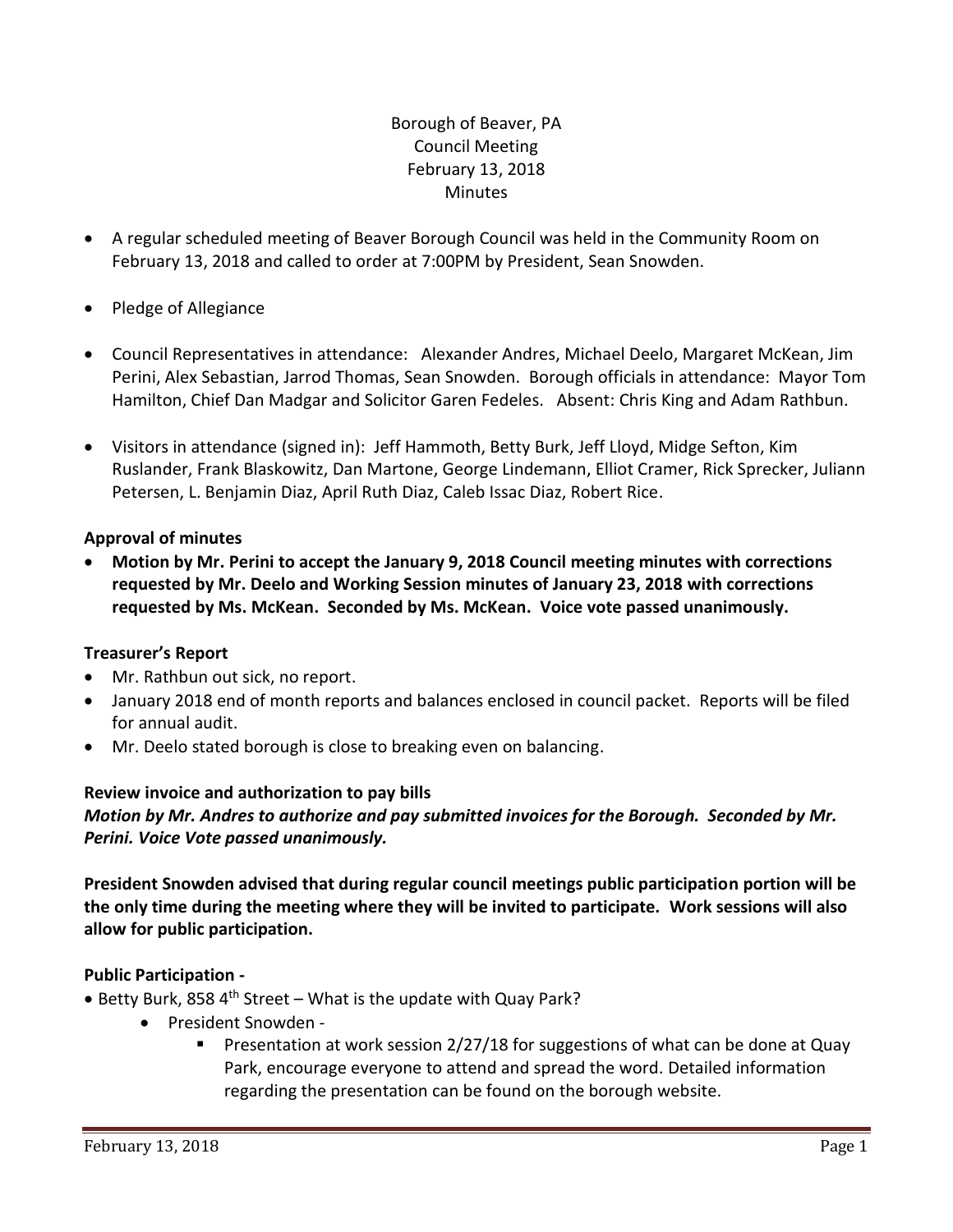Borough of Beaver, PA
Council Meeting
February 13, 2018
Minutes

- A regular scheduled meeting of Beaver Borough Council was held in the Community Room on February 13, 2018 and called to order at 7:00PM by President, Sean Snowden.
- Pledge of Allegiance
- Council Representatives in attendance: Alexander Andres, Michael Deelo, Margaret McKean, Jim Perini, Alex Sebastian, Jarrod Thomas, Sean Snowden. Borough officials in attendance: Mayor Tom Hamilton, Chief Dan Madgar and Solicitor Garen Fedeles. Absent: Chris King and Adam Rathbun.
- Visitors in attendance (signed in): Jeff Hammoth, Betty Burk, Jeff Lloyd, Midge Sefton, Kim Ruslander, Frank Blaskowitz, Dan Martone, George Lindemann, Elliot Cramer, Rick Sprecker, Juliann Petersen, L. Benjamin Diaz, April Ruth Diaz, Caleb Issac Diaz, Robert Rice.

**Approval of minutes**

- **Motion by Mr. Perini to accept the January 9, 2018 Council meeting minutes with corrections requested by Mr. Deelo and Working Session minutes of January 23, 2018 with corrections requested by Ms. McKean. Seconded by Ms. McKean. Voice vote passed unanimously.**

**Treasurer's Report**

- Mr. Rathbun out sick, no report.
- January 2018 end of month reports and balances enclosed in council packet. Reports will be filed for annual audit.
- Mr. Deelo stated borough is close to breaking even on balancing.

**Review invoice and authorization to pay bills**

***Motion by Mr. Andres to authorize and pay submitted invoices for the Borough. Seconded by Mr. Perini. Voice Vote passed unanimously.***

**President Snowden advised that during regular council meetings public participation portion will be the only time during the meeting where they will be invited to participate. Work sessions will also allow for public participation.**

**Public Participation -**

- Betty Burk, 858 4th Street – What is the update with Quay Park?
  - President Snowden -
    - Presentation at work session 2/27/18 for suggestions of what can be done at Quay Park, encourage everyone to attend and spread the word. Detailed information regarding the presentation can be found on the borough website.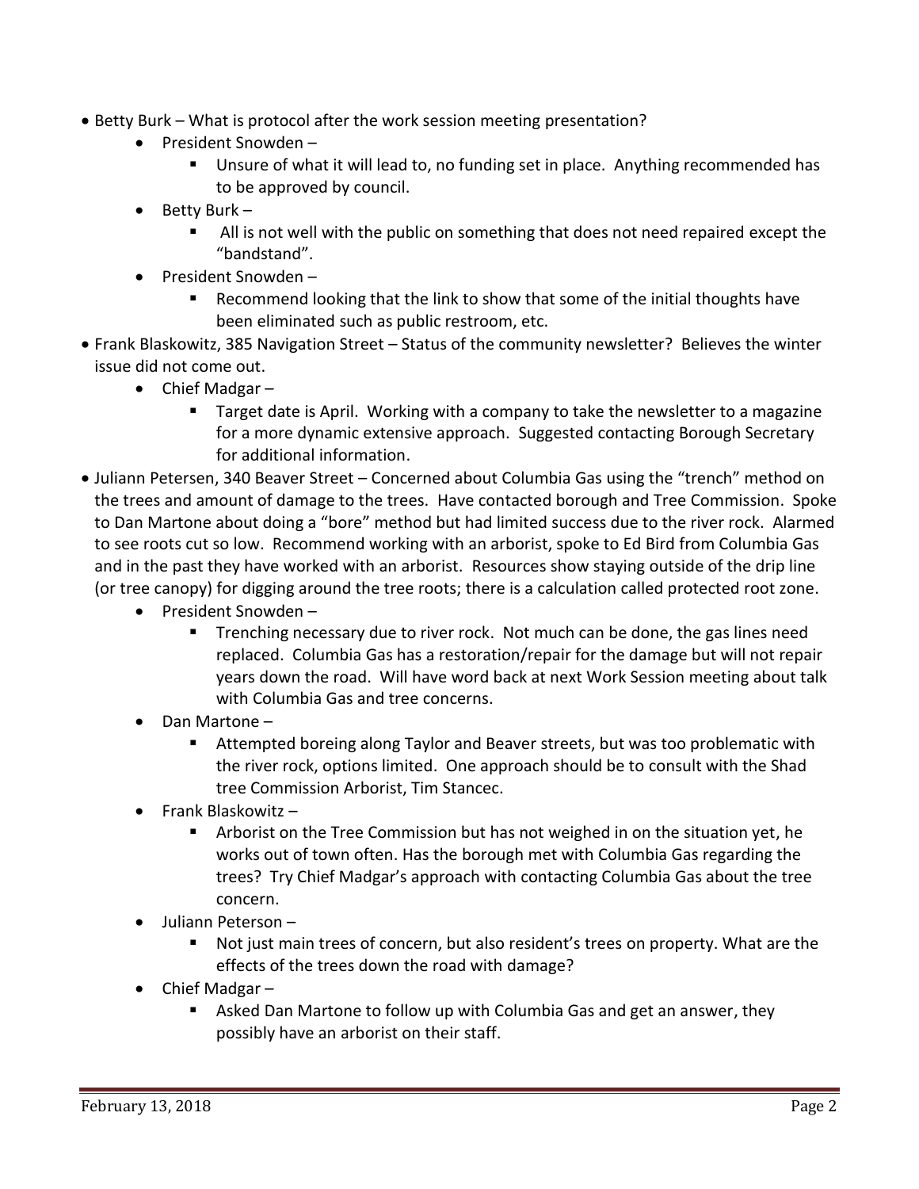- Betty Burk – What is protocol after the work session meeting presentation?
  - President Snowden –
    - Unsure of what it will lead to, no funding set in place. Anything recommended has to be approved by council.
  - Betty Burk –
    - All is not well with the public on something that does not need repaired except the "bandstand".
  - President Snowden –
    - Recommend looking that the link to show that some of the initial thoughts have been eliminated such as public restroom, etc.
- Frank Blaskowitz, 385 Navigation Street – Status of the community newsletter? Believes the winter issue did not come out.
  - Chief Madgar –
    - Target date is April. Working with a company to take the newsletter to a magazine for a more dynamic extensive approach. Suggested contacting Borough Secretary for additional information.
- Juliann Petersen, 340 Beaver Street – Concerned about Columbia Gas using the "trench" method on the trees and amount of damage to the trees. Have contacted borough and Tree Commission. Spoke to Dan Martone about doing a "bore" method but had limited success due to the river rock. Alarmed to see roots cut so low. Recommend working with an arborist, spoke to Ed Bird from Columbia Gas and in the past they have worked with an arborist. Resources show staying outside of the drip line (or tree canopy) for digging around the tree roots; there is a calculation called protected root zone.
  - President Snowden –
    - Trenching necessary due to river rock. Not much can be done, the gas lines need replaced. Columbia Gas has a restoration/repair for the damage but will not repair years down the road. Will have word back at next Work Session meeting about talk with Columbia Gas and tree concerns.
  - Dan Martone –
    - Attempted boreing along Taylor and Beaver streets, but was too problematic with the river rock, options limited. One approach should be to consult with the Shad tree Commission Arborist, Tim Stancec.
  - Frank Blaskowitz –
    - Arborist on the Tree Commission but has not weighed in on the situation yet, he works out of town often. Has the borough met with Columbia Gas regarding the trees? Try Chief Madgar's approach with contacting Columbia Gas about the tree concern.
  - Juliann Peterson –
    - Not just main trees of concern, but also resident's trees on property. What are the effects of the trees down the road with damage?
  - Chief Madgar –
    - Asked Dan Martone to follow up with Columbia Gas and get an answer, they possibly have an arborist on their staff.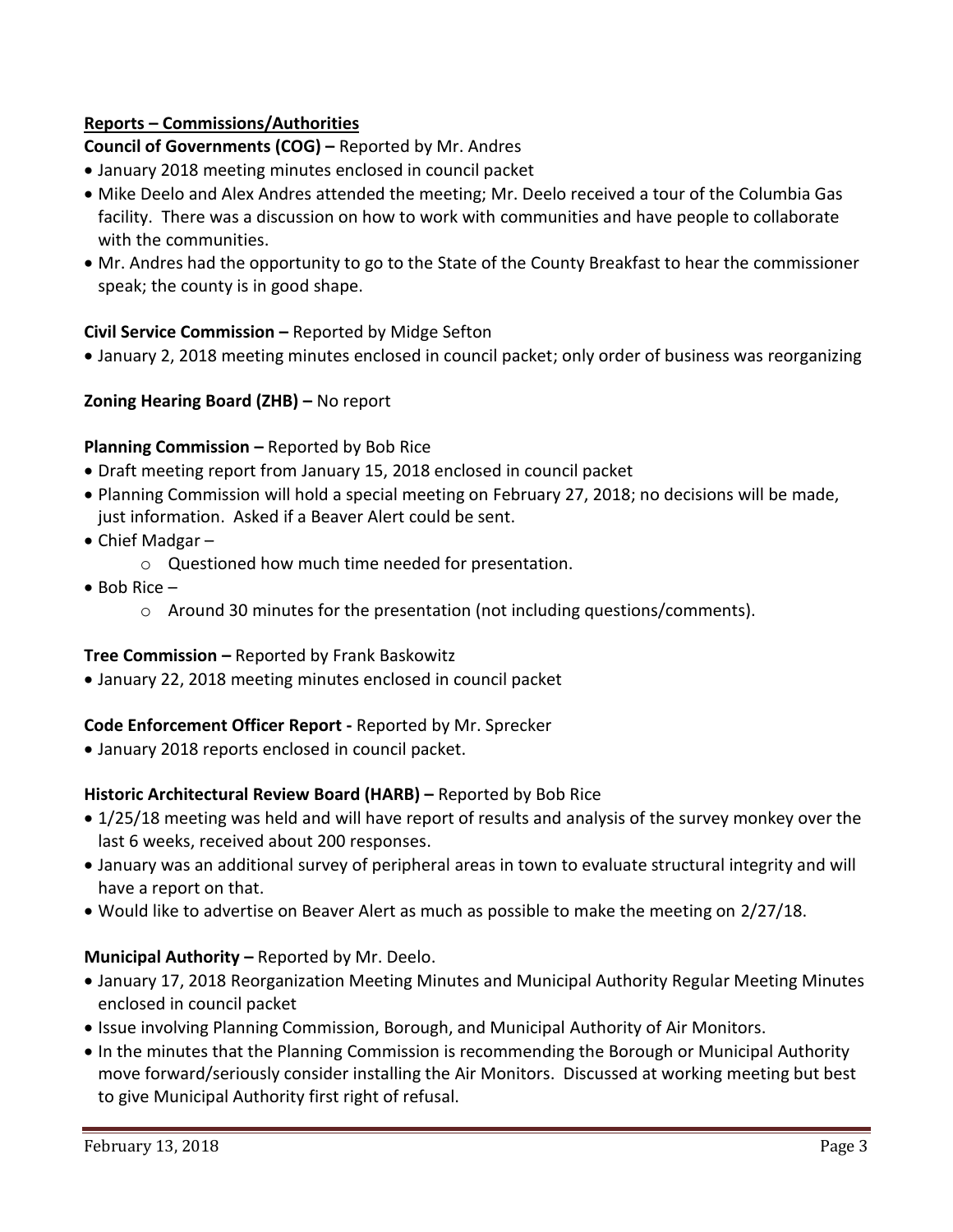**Reports – Commissions/Authorities**

**Council of Governments (COG) –** Reported by Mr. Andres

- January 2018 meeting minutes enclosed in council packet
- Mike Deelo and Alex Andres attended the meeting; Mr. Deelo received a tour of the Columbia Gas facility. There was a discussion on how to work with communities and have people to collaborate with the communities.
- Mr. Andres had the opportunity to go to the State of the County Breakfast to hear the commissioner speak; the county is in good shape.

**Civil Service Commission –** Reported by Midge Sefton

- January 2, 2018 meeting minutes enclosed in council packet; only order of business was reorganizing

**Zoning Hearing Board (ZHB) –** No report

**Planning Commission –** Reported by Bob Rice

- Draft meeting report from January 15, 2018 enclosed in council packet
- Planning Commission will hold a special meeting on February 27, 2018; no decisions will be made, just information. Asked if a Beaver Alert could be sent.
- Chief Madgar –
  - Questioned how much time needed for presentation.
- Bob Rice –
  - Around 30 minutes for the presentation (not including questions/comments).

**Tree Commission –** Reported by Frank Baskowitz

- January 22, 2018 meeting minutes enclosed in council packet

**Code Enforcement Officer Report -** Reported by Mr. Sprecker

- January 2018 reports enclosed in council packet.

**Historic Architectural Review Board (HARB) –** Reported by Bob Rice

- 1/25/18 meeting was held and will have report of results and analysis of the survey monkey over the last 6 weeks, received about 200 responses.
- January was an additional survey of peripheral areas in town to evaluate structural integrity and will have a report on that.
- Would like to advertise on Beaver Alert as much as possible to make the meeting on 2/27/18.

**Municipal Authority –** Reported by Mr. Deelo.

- January 17, 2018 Reorganization Meeting Minutes and Municipal Authority Regular Meeting Minutes enclosed in council packet
- Issue involving Planning Commission, Borough, and Municipal Authority of Air Monitors.
- In the minutes that the Planning Commission is recommending the Borough or Municipal Authority move forward/seriously consider installing the Air Monitors. Discussed at working meeting but best to give Municipal Authority first right of refusal.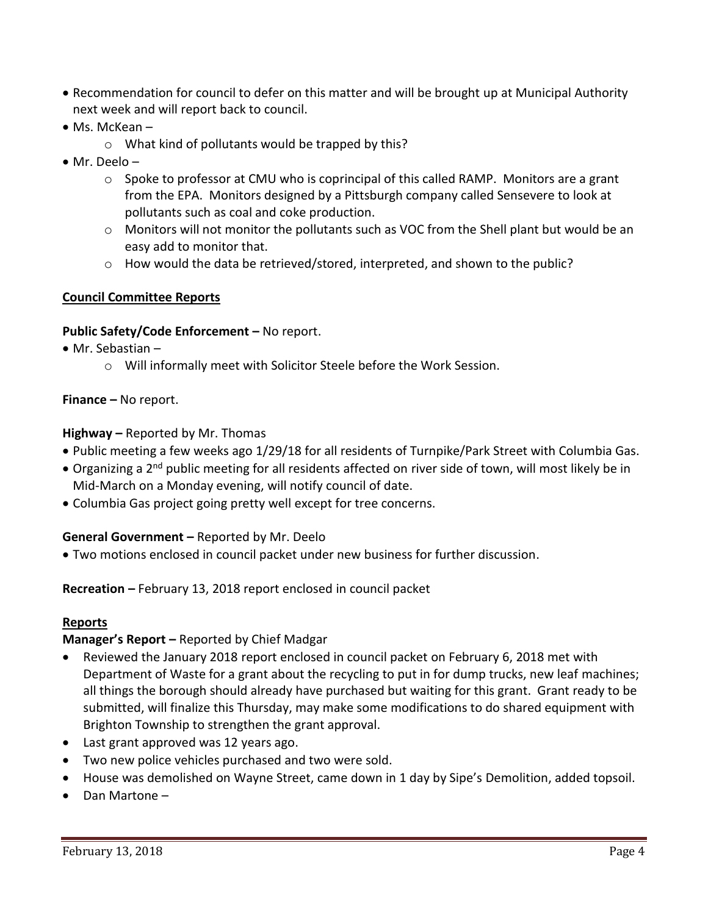- Recommendation for council to defer on this matter and will be brought up at Municipal Authority next week and will report back to council.
- Ms. McKean –
    - What kind of pollutants would be trapped by this?
- Mr. Deelo –
    - Spoke to professor at CMU who is coprincipal of this called RAMP. Monitors are a grant from the EPA. Monitors designed by a Pittsburgh company called Sensevere to look at pollutants such as coal and coke production.
    - Monitors will not monitor the pollutants such as VOC from the Shell plant but would be an easy add to monitor that.
    - How would the data be retrieved/stored, interpreted, and shown to the public?

## Council Committee Reports

**Public Safety/Code Enforcement –** No report.

- Mr. Sebastian –
    - Will informally meet with Solicitor Steele before the Work Session.

**Finance –** No report.

**Highway –** Reported by Mr. Thomas

- Public meeting a few weeks ago 1/29/18 for all residents of Turnpike/Park Street with Columbia Gas.
- Organizing a 2nd public meeting for all residents affected on river side of town, will most likely be in Mid-March on a Monday evening, will notify council of date.
- Columbia Gas project going pretty well except for tree concerns.

**General Government –** Reported by Mr. Deelo

- Two motions enclosed in council packet under new business for further discussion.

**Recreation –** February 13, 2018 report enclosed in council packet

## Reports

**Manager's Report –** Reported by Chief Madgar

- Reviewed the January 2018 report enclosed in council packet on February 6, 2018 met with Department of Waste for a grant about the recycling to put in for dump trucks, new leaf machines; all things the borough should already have purchased but waiting for this grant. Grant ready to be submitted, will finalize this Thursday, may make some modifications to do shared equipment with Brighton Township to strengthen the grant approval.
- Last grant approved was 12 years ago.
- Two new police vehicles purchased and two were sold.
- House was demolished on Wayne Street, came down in 1 day by Sipe's Demolition, added topsoil.
- Dan Martone –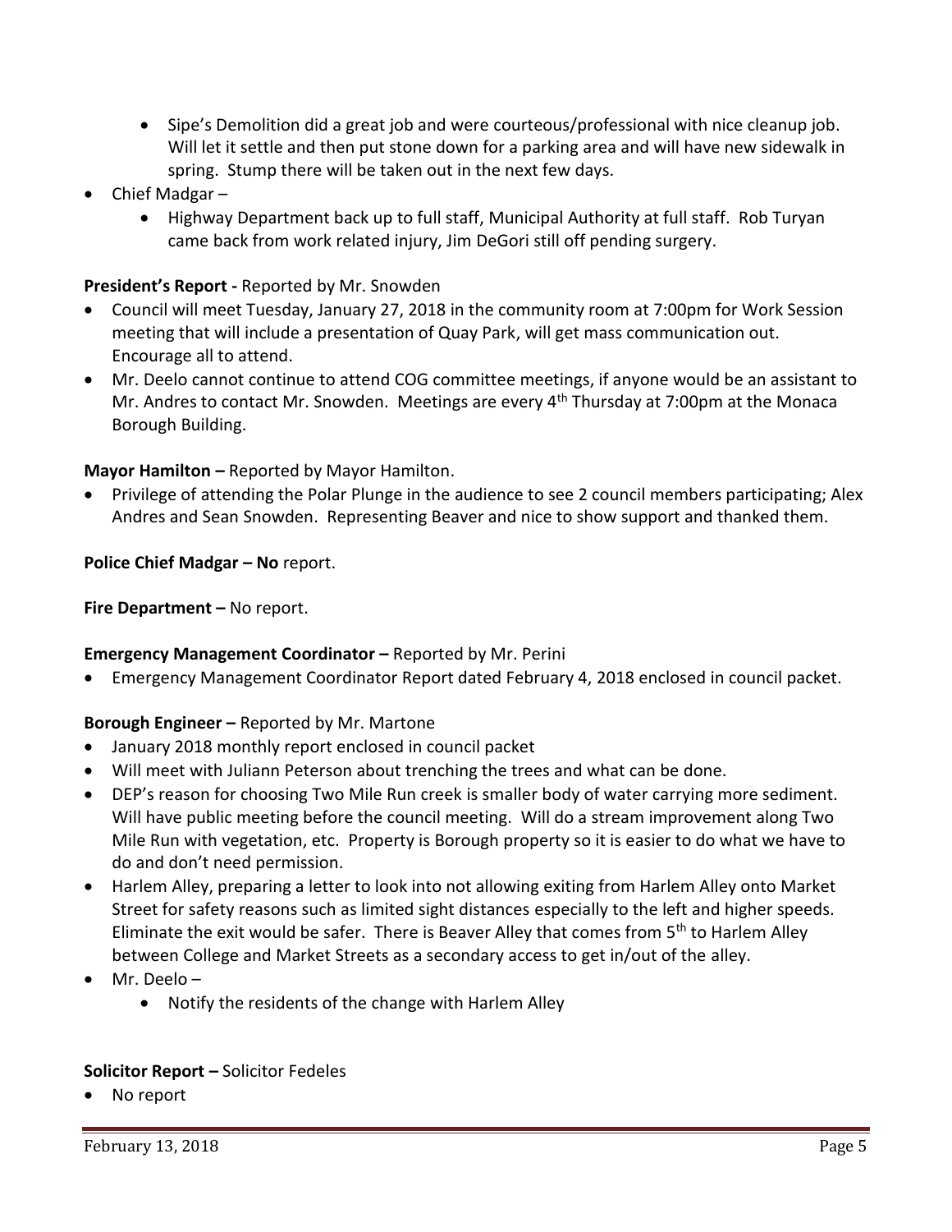- Sipe's Demolition did a great job and were courteous/professional with nice cleanup job. Will let it settle and then put stone down for a parking area and will have new sidewalk in spring. Stump there will be taken out in the next few days.
- Chief Madgar –
    - Highway Department back up to full staff, Municipal Authority at full staff. Rob Turyan came back from work related injury, Jim DeGori still off pending surgery.

**President's Report -** Reported by Mr. Snowden

- Council will meet Tuesday, January 27, 2018 in the community room at 7:00pm for Work Session meeting that will include a presentation of Quay Park, will get mass communication out. Encourage all to attend.
- Mr. Deelo cannot continue to attend COG committee meetings, if anyone would be an assistant to Mr. Andres to contact Mr. Snowden. Meetings are every 4th Thursday at 7:00pm at the Monaca Borough Building.

**Mayor Hamilton –** Reported by Mayor Hamilton.

- Privilege of attending the Polar Plunge in the audience to see 2 council members participating; Alex Andres and Sean Snowden. Representing Beaver and nice to show support and thanked them.

**Police Chief Madgar – No** report.

**Fire Department –** No report.

**Emergency Management Coordinator –** Reported by Mr. Perini

- Emergency Management Coordinator Report dated February 4, 2018 enclosed in council packet.

**Borough Engineer –** Reported by Mr. Martone

- January 2018 monthly report enclosed in council packet
- Will meet with Juliann Peterson about trenching the trees and what can be done.
- DEP's reason for choosing Two Mile Run creek is smaller body of water carrying more sediment. Will have public meeting before the council meeting. Will do a stream improvement along Two Mile Run with vegetation, etc. Property is Borough property so it is easier to do what we have to do and don't need permission.
- Harlem Alley, preparing a letter to look into not allowing exiting from Harlem Alley onto Market Street for safety reasons such as limited sight distances especially to the left and higher speeds. Eliminate the exit would be safer. There is Beaver Alley that comes from 5th to Harlem Alley between College and Market Streets as a secondary access to get in/out of the alley.
- Mr. Deelo –
    - Notify the residents of the change with Harlem Alley

**Solicitor Report –** Solicitor Fedeles

- No report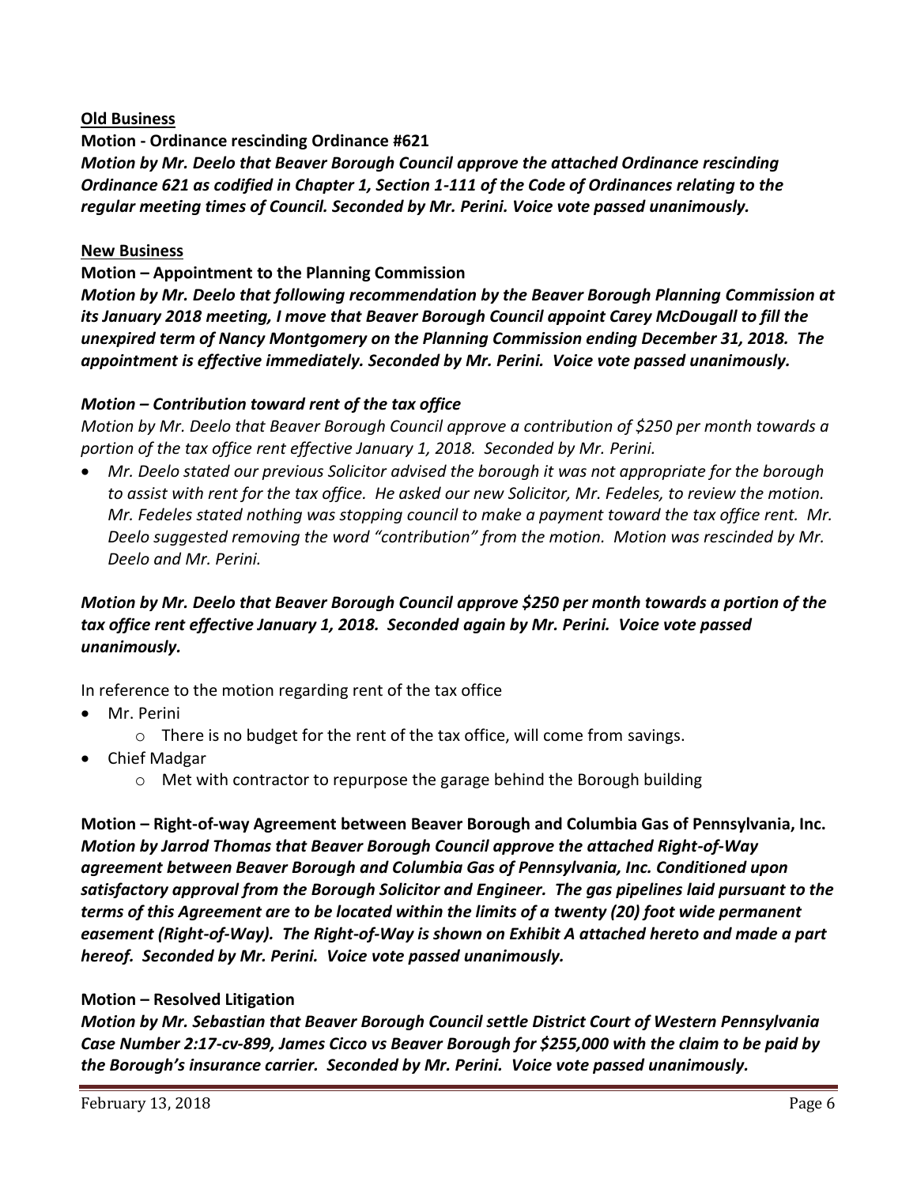**<u>Old Business</u>**

**Motion - Ordinance rescinding Ordinance #621**

***Motion by Mr. Deelo that Beaver Borough Council approve the attached Ordinance rescinding Ordinance 621 as codified in Chapter 1, Section 1-111 of the Code of Ordinances relating to the regular meeting times of Council. Seconded by Mr. Perini. Voice vote passed unanimously.***

**<u>New Business</u>**

**Motion – Appointment to the Planning Commission**

***Motion by Mr. Deelo that following recommendation by the Beaver Borough Planning Commission at its January 2018 meeting, I move that Beaver Borough Council appoint Carey McDougall to fill the unexpired term of Nancy Montgomery on the Planning Commission ending December 31, 2018. The appointment is effective immediately. Seconded by Mr. Perini. Voice vote passed unanimously.***

***Motion – Contribution toward rent of the tax office***

*Motion by Mr. Deelo that Beaver Borough Council approve a contribution of $250 per month towards a portion of the tax office rent effective January 1, 2018. Seconded by Mr. Perini.*

- *Mr. Deelo stated our previous Solicitor advised the borough it was not appropriate for the borough to assist with rent for the tax office. He asked our new Solicitor, Mr. Fedeles, to review the motion. Mr. Fedeles stated nothing was stopping council to make a payment toward the tax office rent. Mr. Deelo suggested removing the word "contribution" from the motion. Motion was rescinded by Mr. Deelo and Mr. Perini.*

***Motion by Mr. Deelo that Beaver Borough Council approve $250 per month towards a portion of the tax office rent effective January 1, 2018. Seconded again by Mr. Perini. Voice vote passed unanimously.***

In reference to the motion regarding rent of the tax office

- Mr. Perini
  - There is no budget for the rent of the tax office, will come from savings.
- Chief Madgar
  - Met with contractor to repurpose the garage behind the Borough building

**Motion – Right-of-way Agreement between Beaver Borough and Columbia Gas of Pennsylvania, Inc.**

***Motion by Jarrod Thomas that Beaver Borough Council approve the attached Right-of-Way agreement between Beaver Borough and Columbia Gas of Pennsylvania, Inc. Conditioned upon satisfactory approval from the Borough Solicitor and Engineer. The gas pipelines laid pursuant to the terms of this Agreement are to be located within the limits of a twenty (20) foot wide permanent easement (Right-of-Way). The Right-of-Way is shown on Exhibit A attached hereto and made a part hereof. Seconded by Mr. Perini. Voice vote passed unanimously.***

**Motion – Resolved Litigation**

***Motion by Mr. Sebastian that Beaver Borough Council settle District Court of Western Pennsylvania Case Number 2:17-cv-899, James Cicco vs Beaver Borough for $255,000 with the claim to be paid by the Borough's insurance carrier. Seconded by Mr. Perini. Voice vote passed unanimously.***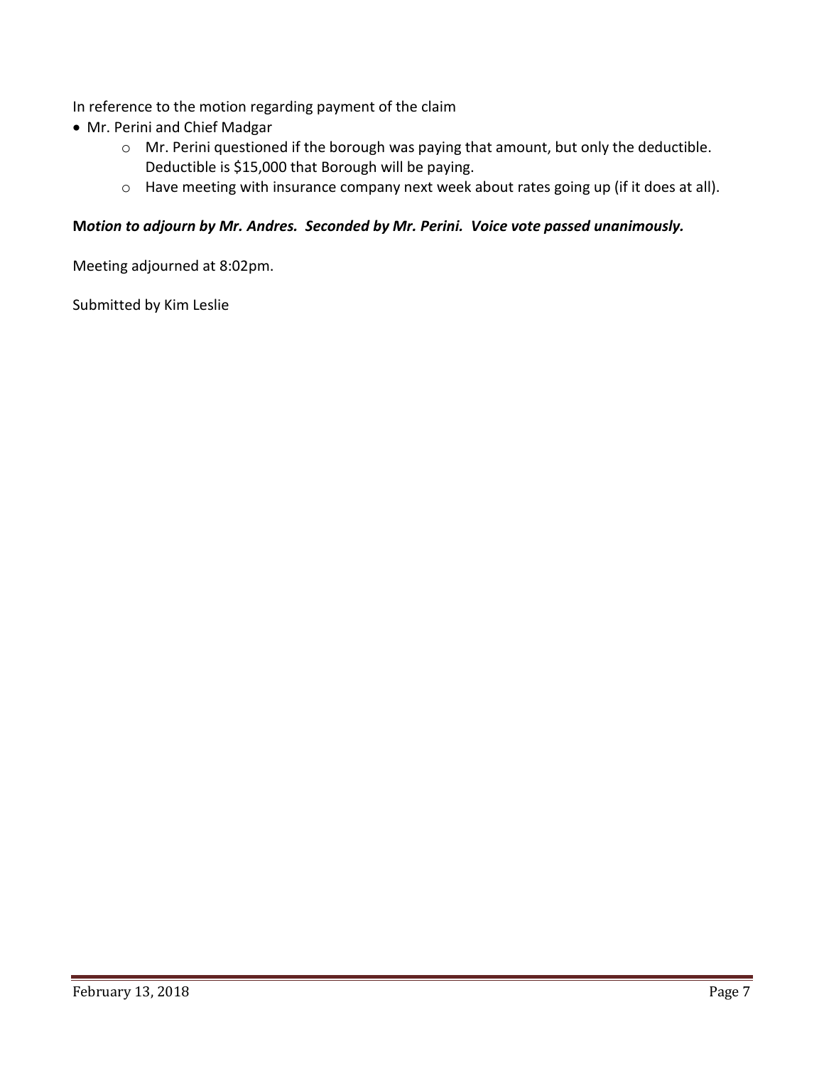In reference to the motion regarding payment of the claim

- Mr. Perini and Chief Madgar
    - Mr. Perini questioned if the borough was paying that amount, but only the deductible. Deductible is $15,000 that Borough will be paying.
    - Have meeting with insurance company next week about rates going up (if it does at all).

**M*otion to adjourn by Mr. Andres. Seconded by Mr. Perini. Voice vote passed unanimously.***

Meeting adjourned at 8:02pm.

Submitted by Kim Leslie